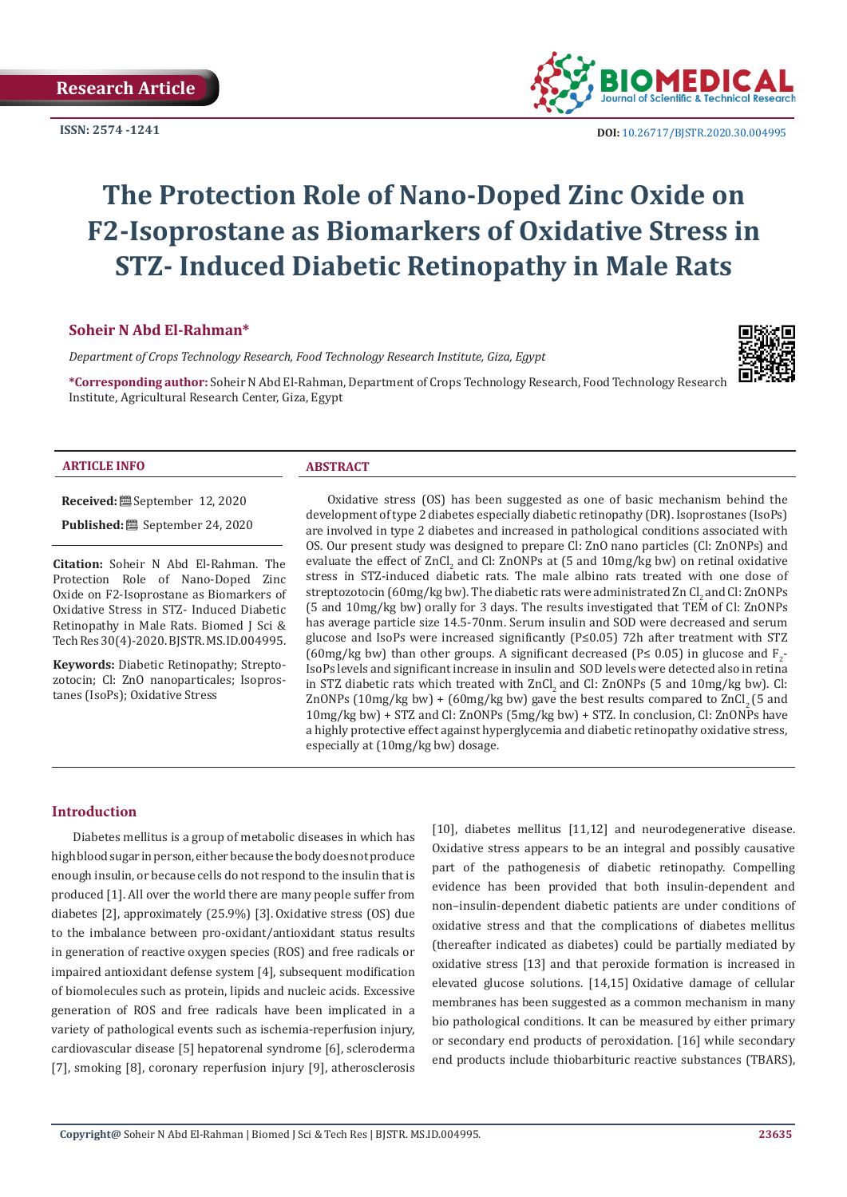Research Article

ISSN: 2574 -1241

DOI: 10.26717/BJSTR.2020.30.004995

# The Protection Role of Nano-Doped Zinc Oxide on F2-Isoprostane as Biomarkers of Oxidative Stress in STZ- Induced Diabetic Retinopathy in Male Rats

**Soheir N Abd El-Rahman***

*Department of Crops Technology Research, Food Technology Research Institute, Giza, Egypt*

***Corresponding author:** Soheir N Abd El-Rahman, Department of Crops Technology Research, Food Technology Research Institute, Agricultural Research Center, Giza, Egypt

## ARTICLE INFO

**Received:** September 12, 2020

**Published:** September 24, 2020

**Citation:** Soheir N Abd El-Rahman. The Protection Role of Nano-Doped Zinc Oxide on F2-Isoprostane as Biomarkers of Oxidative Stress in STZ- Induced Diabetic Retinopathy in Male Rats. Biomed J Sci & Tech Res 30(4)-2020. BJSTR. MS.ID.004995.

**Keywords:** Diabetic Retinopathy; Streptozotocin; Cl: ZnO nanoparticales; Isoprostanes (IsoPs); Oxidative Stress

## ABSTRACT

Oxidative stress (OS) has been suggested as one of basic mechanism behind the development of type 2 diabetes especially diabetic retinopathy (DR). Isoprostanes (IsoPs) are involved in type 2 diabetes and increased in pathological conditions associated with OS. Our present study was designed to prepare Cl: ZnO nano particles (Cl: ZnONPs) and evaluate the effect of $ZnCl_2$ and Cl: ZnONPs at (5 and 10mg/kg bw) on retinal oxidative stress in STZ-induced diabetic rats. The male albino rats treated with one dose of streptozotocin (60mg/kg bw). The diabetic rats were administrated Zn $Cl_2$ and Cl: ZnONPs (5 and 10mg/kg bw) orally for 3 days. The results investigated that TEM of Cl: ZnONPs has average particle size 14.5-70nm. Serum insulin and SOD were decreased and serum glucose and IsoPs were increased significantly (P≤0.05) 72h after treatment with STZ (60mg/kg bw) than other groups. A significant decreased (P≤ 0.05) in glucose and $F_2$-IsoPs levels and significant increase in insulin and SOD levels were detected also in retina in STZ diabetic rats which treated with $ZnCl_2$ and Cl: ZnONPs (5 and 10mg/kg bw). Cl: ZnONPs (10mg/kg bw) + (60mg/kg bw) gave the best results compared to $ZnCl_2$ (5 and 10mg/kg bw) + STZ and Cl: ZnONPs (5mg/kg bw) + STZ. In conclusion, Cl: ZnONPs have a highly protective effect against hyperglycemia and diabetic retinopathy oxidative stress, especially at (10mg/kg bw) dosage.

## Introduction

Diabetes mellitus is a group of metabolic diseases in which has high blood sugar in person, either because the body does not produce enough insulin, or because cells do not respond to the insulin that is produced [1]. All over the world there are many people suffer from diabetes [2], approximately (25.9%) [3]. Oxidative stress (OS) due to the imbalance between pro-oxidant/antioxidant status results in generation of reactive oxygen species (ROS) and free radicals or impaired antioxidant defense system [4], subsequent modification of biomolecules such as protein, lipids and nucleic acids. Excessive generation of ROS and free radicals have been implicated in a variety of pathological events such as ischemia-reperfusion injury, cardiovascular disease [5] hepatorenal syndrome [6], scleroderma [7], smoking [8], coronary reperfusion injury [9], atherosclerosis [10], diabetes mellitus [11,12] and neurodegenerative disease. Oxidative stress appears to be an integral and possibly causative part of the pathogenesis of diabetic retinopathy. Compelling evidence has been provided that both insulin-dependent and non–insulin-dependent diabetic patients are under conditions of oxidative stress and that the complications of diabetes mellitus (thereafter indicated as diabetes) could be partially mediated by oxidative stress [13] and that peroxide formation is increased in elevated glucose solutions. [14,15] Oxidative damage of cellular membranes has been suggested as a common mechanism in many bio pathological conditions. It can be measured by either primary or secondary end products of peroxidation. [16] while secondary end products include thiobarbituric reactive substances (TBARS),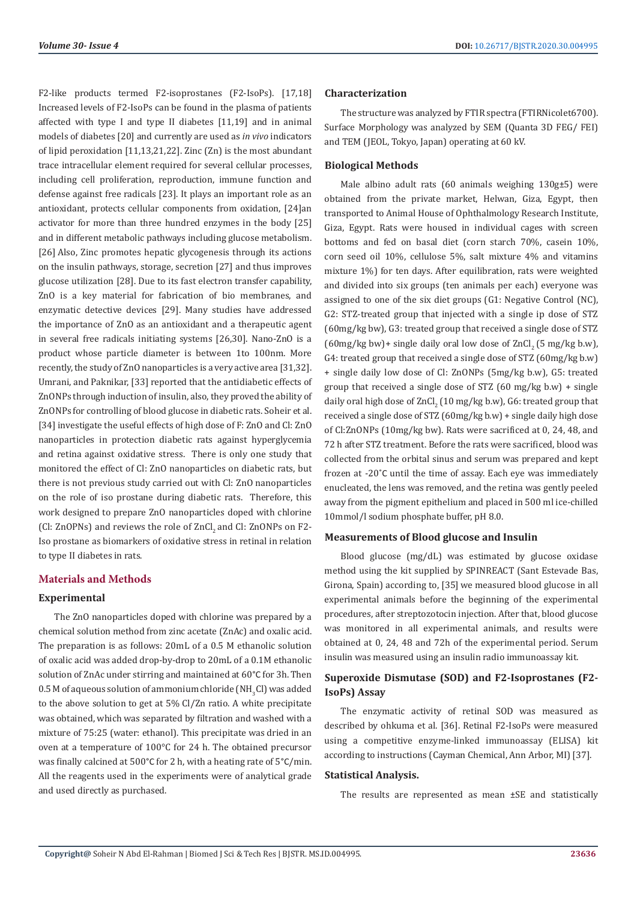F2-like products termed F2-isoprostanes (F2-IsoPs). [17,18] Increased levels of F2-IsoPs can be found in the plasma of patients affected with type I and type II diabetes [11,19] and in animal models of diabetes [20] and currently are used as *in vivo* indicators of lipid peroxidation [11,13,21,22]. Zinc (Zn) is the most abundant trace intracellular element required for several cellular processes, including cell proliferation, reproduction, immune function and defense against free radicals [23]. It plays an important role as an antioxidant, protects cellular components from oxidation, [24]an activator for more than three hundred enzymes in the body [25] and in different metabolic pathways including glucose metabolism. [26] Also, Zinc promotes hepatic glycogenesis through its actions on the insulin pathways, storage, secretion [27] and thus improves glucose utilization [28]. Due to its fast electron transfer capability, ZnO is a key material for fabrication of bio membranes, and enzymatic detective devices [29]. Many studies have addressed the importance of ZnO as an antioxidant and a therapeutic agent in several free radicals initiating systems [26,30]. Nano-ZnO is a product whose particle diameter is between 1to 100nm. More recently, the study of ZnO nanoparticles is a very active area [31,32]. Umrani, and Paknikar, [33] reported that the antidiabetic effects of ZnONPs through induction of insulin, also, they proved the ability of ZnONPs for controlling of blood glucose in diabetic rats. Soheir et al. [34] investigate the useful effects of high dose of F: ZnO and Cl: ZnO nanoparticles in protection diabetic rats against hyperglycemia and retina against oxidative stress. There is only one study that monitored the effect of Cl: ZnO nanoparticles on diabetic rats, but there is not previous study carried out with Cl: ZnO nanoparticles on the role of iso prostane during diabetic rats. Therefore, this work designed to prepare ZnO nanoparticles doped with chlorine (Cl: ZnOPNs) and reviews the role of $ZnCl_2$ and Cl: ZnONPs on F2-Iso prostane as biomarkers of oxidative stress in retinal in relation to type II diabetes in rats.

## Materials and Methods

### Experimental

The ZnO nanoparticles doped with chlorine was prepared by a chemical solution method from zinc acetate (ZnAc) and oxalic acid. The preparation is as follows: 20mL of a 0.5 M ethanolic solution of oxalic acid was added drop-by-drop to 20mL of a 0.1M ethanolic solution of ZnAc under stirring and maintained at 60°C for 3h. Then 0.5 M of aqueous solution of ammonium chloride ($NH_4Cl$) was added to the above solution to get at 5% Cl/Zn ratio. A white precipitate was obtained, which was separated by filtration and washed with a mixture of 75:25 (water: ethanol). This precipitate was dried in an oven at a temperature of 100°C for 24 h. The obtained precursor was finally calcined at 500°C for 2 h, with a heating rate of 5°C/min. All the reagents used in the experiments were of analytical grade and used directly as purchased.

### Characterization

The structure was analyzed by FTIR spectra (FTIRNicolet6700). Surface Morphology was analyzed by SEM (Quanta 3D FEG/ FEI) and TEM (JEOL, Tokyo, Japan) operating at 60 kV.

### Biological Methods

Male albino adult rats (60 animals weighing 130g±5) were obtained from the private market, Helwan, Giza, Egypt, then transported to Animal House of Ophthalmology Research Institute, Giza, Egypt. Rats were housed in individual cages with screen bottoms and fed on basal diet (corn starch 70%, casein 10%, corn seed oil 10%, cellulose 5%, salt mixture 4% and vitamins mixture 1%) for ten days. After equilibration, rats were weighted and divided into six groups (ten animals per each) everyone was assigned to one of the six diet groups (G1: Negative Control (NC), G2: STZ-treated group that injected with a single ip dose of STZ (60mg/kg bw), G3: treated group that received a single dose of STZ (60mg/kg bw)+ single daily oral low dose of $ZnCl_2$ (5 mg/kg b.w), G4: treated group that received a single dose of STZ (60mg/kg b.w) + single daily low dose of Cl: ZnONPs (5mg/kg b.w), G5: treated group that received a single dose of STZ (60 mg/kg b.w) + single daily oral high dose of $ZnCl_2$ (10 mg/kg b.w), G6: treated group that received a single dose of STZ (60mg/kg b.w) + single daily high dose of Cl:ZnONPs (10mg/kg bw). Rats were sacrificed at 0, 24, 48, and 72 h after STZ treatment. Before the rats were sacrificed, blood was collected from the orbital sinus and serum was prepared and kept frozen at -20˚C until the time of assay. Each eye was immediately enucleated, the lens was removed, and the retina was gently peeled away from the pigment epithelium and placed in 500 ml ice-chilled 10mmol/l sodium phosphate buffer, pH 8.0.

### Measurements of Blood glucose and Insulin

Blood glucose (mg/dL) was estimated by glucose oxidase method using the kit supplied by SPINREACT (Sant Estevade Bas, Girona, Spain) according to, [35] we measured blood glucose in all experimental animals before the beginning of the experimental procedures, after streptozotocin injection. After that, blood glucose was monitored in all experimental animals, and results were obtained at 0, 24, 48 and 72h of the experimental period. Serum insulin was measured using an insulin radio immunoassay kit.

### Superoxide Dismutase (SOD) and F2-Isoprostanes (F2-IsoPs) Assay

The enzymatic activity of retinal SOD was measured as described by ohkuma et al. [36]. Retinal F2-IsoPs were measured using a competitive enzyme-linked immunoassay (ELISA) kit according to instructions (Cayman Chemical, Ann Arbor, MI) [37].

### Statistical Analysis.

The results are represented as mean ±SE and statistically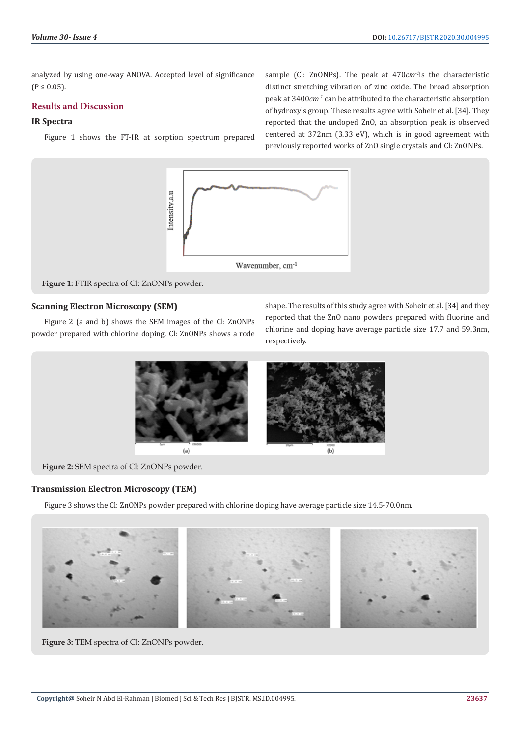analyzed by using one-way ANOVA. Accepted level of significance ($P \leq 0.05$).

## Results and Discussion

### IR Spectra

Figure 1 shows the FT-IR at sorption spectrum prepared sample (Cl: ZnONPs). The peak at 470$cm^{-1}$is the characteristic distinct stretching vibration of zinc oxide. The broad absorption peak at 3400$cm^{-1}$ can be attributed to the characteristic absorption of hydroxyls group. These results agree with Soheir et al. [34]. They reported that the undoped ZnO, an absorption peak is observed centered at 372nm (3.33 eV), which is in good agreement with previously reported works of ZnO single crystals and Cl: ZnONPs.

Intensity,a.u

Wavenumber, $cm^{-1}$

**Figure 1:** FTIR spectra of Cl: ZnONPs powder.

### Scanning Electron Microscopy (SEM)

Figure 2 (a and b) shows the SEM images of the Cl: ZnONPs powder prepared with chlorine doping. Cl: ZnONPs shows a rode shape. The results of this study agree with Soheir et al. [34] and they reported that the ZnO nano powders prepared with fluorine and chlorine and doping have average particle size 17.7 and 59.3nm, respectively.

(a)

(b)

**Figure 2:** SEM spectra of Cl: ZnONPs powder.

### Transmission Electron Microscopy (TEM)

Figure 3 shows the Cl: ZnONPs powder prepared with chlorine doping have average particle size 14.5-70.0nm.

**Figure 3:** TEM spectra of Cl: ZnONPs powder.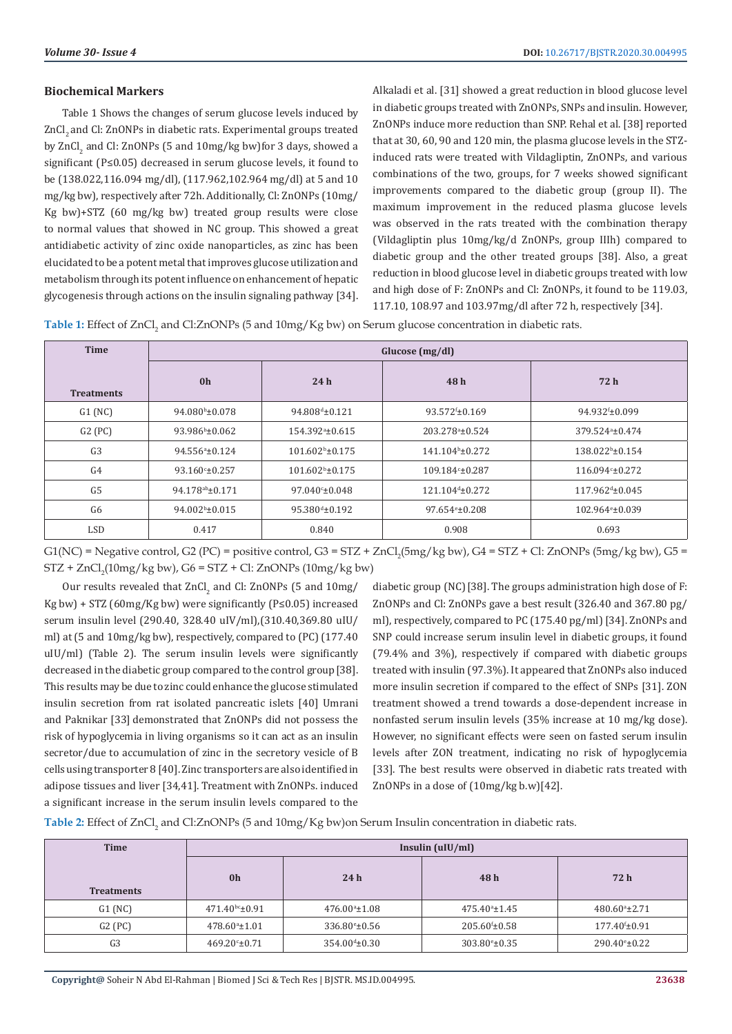### Biochemical Markers

Table 1 Shows the changes of serum glucose levels induced by $ZnCl_2$ and Cl: ZnONPs in diabetic rats. Experimental groups treated by $ZnCl_2$ and Cl: ZnONPs (5 and 10mg/kg bw)for 3 days, showed a significant (P≤0.05) decreased in serum glucose levels, it found to be (138.022,116.094 mg/dl), (117.962,102.964 mg/dl) at 5 and 10 mg/kg bw), respectively after 72h. Additionally, Cl: ZnONPs (10mg/Kg bw)+STZ (60 mg/kg bw) treated group results were close to normal values that showed in NC group. This showed a great antidiabetic activity of zinc oxide nanoparticles, as zinc has been elucidated to be a potent metal that improves glucose utilization and metabolism through its potent influence on enhancement of hepatic glycogenesis through actions on the insulin signaling pathway [34]. Alkaladi et al. [31] showed a great reduction in blood glucose level in diabetic groups treated with ZnONPs, SNPs and insulin. However, ZnONPs induce more reduction than SNP. Rehal et al. [38] reported that at 30, 60, 90 and 120 min, the plasma glucose levels in the STZ-induced rats were treated with Vildagliptin, ZnONPs, and various combinations of the two, groups, for 7 weeks showed significant improvements compared to the diabetic group (group II). The maximum improvement in the reduced plasma glucose levels was observed in the rats treated with the combination therapy (Vildagliptin plus 10mg/kg/d ZnONPs, group IIIh) compared to diabetic group and the other treated groups [38]. Also, a great reduction in blood glucose level in diabetic groups treated with low and high dose of F: ZnONPs and Cl: ZnONPs, it found to be 119.03, 117.10, 108.97 and 103.97mg/dl after 72 h, respectively [34].

**Table 1:** Effect of $ZnCl_2$ and Cl:ZnONPs (5 and 10mg/Kg bw) on Serum glucose concentration in diabetic rats.

| Time / Treatments | Glucose (mg/dl) | | | |
|---|---|---|---|---|
| | 0h | 24 h | 48 h | 72 h |
| G1 (NC) | 94.080[b]±0.078 | 94.808[d]±0.121 | 93.572[f]±0.169 | 94.932[f]±0.099 |
| G2 (PC) | 93.986[b]±0.062 | 154.392[a]±0.615 | 203.278[a]±0.524 | 379.524[a]±0.474 |
| G3 | 94.556[a]±0.124 | 101.602[b]±0.175 | 141.104[b]±0.272 | 138.022[b]±0.154 |
| G4 | 93.160[c]±0.257 | 101.602[b]±0.175 | 109.184[c]±0.287 | 116.094[c]±0.272 |
| G5 | 94.178[ab]±0.171 | 97.040[c]±0.048 | 121.104[d]±0.272 | 117.962[d]±0.045 |
| G6 | 94.002[b]±0.015 | 95.380[d]±0.192 | 97.654[e]±0.208 | 102.964[e]±0.039 |
| LSD | 0.417 | 0.840 | 0.908 | 0.693 |

G1(NC) = Negative control, G2 (PC) = positive control, G3 = STZ + $ZnCl_2$(5mg/kg bw), G4 = STZ + Cl: ZnONPs (5mg/kg bw), G5 = STZ + $ZnCl_2$(10mg/kg bw), G6 = STZ + Cl: ZnONPs (10mg/kg bw)

Our results revealed that $ZnCl_2$ and Cl: ZnONPs (5 and 10mg/Kg bw) + STZ (60mg/Kg bw) were significantly (P≤0.05) increased serum insulin level (290.40, 328.40 uIV/ml),(310.40,369.80 uIU/ml) at (5 and 10mg/kg bw), respectively, compared to (PC) (177.40 uIU/ml) (Table 2). The serum insulin levels were significantly decreased in the diabetic group compared to the control group [38]. This results may be due to zinc could enhance the glucose stimulated insulin secretion from rat isolated pancreatic islets [40] Umrani and Paknikar [33] demonstrated that ZnONPs did not possess the risk of hypoglycemia in living organisms so it can act as an insulin secretor/due to accumulation of zinc in the secretory vesicle of B cells using transporter 8 [40]. Zinc transporters are also identified in adipose tissues and liver [34,41]. Treatment with ZnONPs. induced a significant increase in the serum insulin levels compared to the diabetic group (NC) [38]. The groups administration high dose of F: ZnONPs and Cl: ZnONPs gave a best result (326.40 and 367.80 pg/ml), respectively, compared to PC (175.40 pg/ml) [34]. ZnONPs and SNP could increase serum insulin level in diabetic groups, it found (79.4% and 3%), respectively if compared with diabetic groups treated with insulin (97.3%). It appeared that ZnONPs also induced more insulin secretion if compared to the effect of SNPs [31]. ZON treatment showed a trend towards a dose-dependent increase in nonfasted serum insulin levels (35% increase at 10 mg/kg dose). However, no significant effects were seen on fasted serum insulin levels after ZON treatment, indicating no risk of hypoglycemia [33]. The best results were observed in diabetic rats treated with ZnONPs in a dose of (10mg/kg b.w)[42].

**Table 2:** Effect of $ZnCl_2$ and Cl:ZnONPs (5 and 10mg/Kg bw)on Serum Insulin concentration in diabetic rats.

| Time / Treatments | Insulin (uIU/ml) | | | |
|---|---|---|---|---|
| | 0h | 24 h | 48 h | 72 h |
| G1 (NC) | 471.40[bc]±0.91 | 476.00[a]±1.08 | 475.40[a]±1.45 | 480.60[a]±2.71 |
| G2 (PC) | 478.60[a]±1.01 | 336.80[e]±0.56 | 205.60[f]±0.58 | 177.40[f]±0.91 |
| G3 | 469.20[c]±0.71 | 354.00[d]±0.30 | 303.80[e]±0.35 | 290.40[e]±0.22 |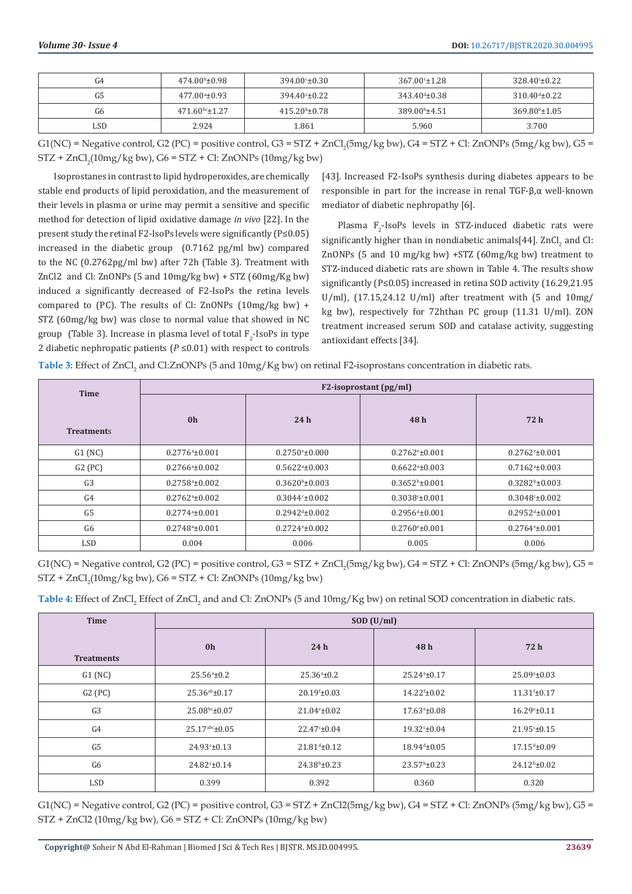| | | | | |
|---|---|---|---|---|
| G4 | 474.00$^{b}$±0.98 | 394.00$^{c}$±0.30 | 367.00$^{c}$±1.28 | 328.40$^{c}$±0.22 |
| G5 | 477.00$^{a}$±0.93 | 394.40$^{c}$±0.22 | 343.40$^{d}$±0.38 | 310.40$^{d}$±0.22 |
| G6 | 471.60$^{bc}$±1.27 | 415.20$^{b}$±0.78 | 389.00$^{b}$±4.51 | 369.80$^{b}$±1.05 |
| LSD | 2.924 | 1.861 | 5.960 | 3.700 |

G1(NC) = Negative control, G2 (PC) = positive control, G3 = STZ + $ZnCl_2$(5mg/kg bw), G4 = STZ + Cl: ZnONPs (5mg/kg bw), G5 = STZ + $ZnCl_2$(10mg/kg bw), G6 = STZ + Cl: ZnONPs (10mg/kg bw)

Isoprostanes in contrast to lipid hydroperoxides, are chemically stable end products of lipid peroxidation, and the measurement of their levels in plasma or urine may permit a sensitive and specific method for detection of lipid oxidative damage *in vivo* [22]. In the present study the retinal F2-IsoPs levels were significantly (P≤0.05) increased in the diabetic group (0.7162 pg/ml bw) compared to the NC (0.2762pg/ml bw) after 72h (Table 3). Treatment with ZnCl2 and Cl: ZnONPs (5 and 10mg/kg bw) + STZ (60mg/Kg bw) induced a significantly decreased of F2-IsoPs the retina levels compared to (PC). The results of Cl: ZnONPs (10mg/kg bw) + STZ (60mg/kg bw) was close to normal value that showed in NC group (Table 3). Increase in plasma level of total $F_2$-IsoPs in type 2 diabetic nephropatic patients (*P* ≤0.01) with respect to controls [43]. Increased F2-IsoPs synthesis during diabetes appears to be responsible in part for the increase in renal TGF-β,α well-known mediator of diabetic nephropathy [6].

Plasma $F_2$-IsoPs levels in STZ-induced diabetic rats were significantly higher than in nondiabetic animals[44]. $ZnCl_2$ and Cl: ZnONPs (5 and 10 mg/kg bw) +STZ (60mg/kg bw) treatment to STZ-induced diabetic rats are shown in Table 4. The results show significantly (P≤0.05) increased in retina SOD activity (16.29,21.95 U/ml), (17.15,24.12 U/ml) after treatment with (5 and 10mg/kg bw), respectively for 72hthan PC group (11.31 U/ml). ZON treatment increased serum SOD and catalase activity, suggesting antioxidant effects [34].

**Table 3:** Effect of $ZnCl_2$ and Cl:ZnONPs (5 and 10mg/Kg bw) on retinal F2-isoprostans concentration in diabetic rats.

| Time / Treatments | F2-isoprostant (pg/ml) | | | |
|---|---|---|---|---|
| | 0h | 24 h | 48 h | 72 h |
| G1 (NC) | 0.2776$^{a}$±0.001 | 0.2750$^{e}$±0.000 | 0.2762$^{e}$±0.001 | 0.2762$^{e}$±0.001 |
| G2 (PC) | 0.2766$^{a}$±0.002 | 0.5622$^{a}$±0.003 | 0.6622$^{a}$±0.003 | 0.7162$^{a}$±0.003 |
| G3 | 0.2758$^{a}$±0.002 | 0.3620$^{b}$±0.003 | 0.3652$^{b}$±0.001 | 0.3282$^{b}$±0.003 |
| G4 | 0.2762$^{a}$±0.002 | 0.3044$^{c}$±0.002 | 0.3038$^{c}$±0.001 | 0.3048$^{c}$±0.002 |
| G5 | 0.2774$^{a}$±0.001 | 0.2942$^{d}$±0.002 | 0.2956$^{d}$±0.001 | 0.2952$^{d}$±0.001 |
| G6 | 0.2748$^{a}$±0.001 | 0.2724$^{e}$±0.002 | 0.2760$^{e}$±0.001 | 0.2764$^{e}$±0.001 |
| LSD | 0.004 | 0.006 | 0.005 | 0.006 |

G1(NC) = Negative control, G2 (PC) = positive control, G3 = STZ + $ZnCl_2$(5mg/kg bw), G4 = STZ + Cl: ZnONPs (5mg/kg bw), G5 = STZ + $ZnCl_2$(10mg/kg bw), G6 = STZ + Cl: ZnONPs (10mg/kg bw)

**Table 4:** Effect of $ZnCl_2$ Effect of $ZnCl_2$ and and Cl: ZnONPs (5 and 10mg/Kg bw) on retinal SOD concentration in diabetic rats.

| Time / Treatments | SOD (U/ml) | | | |
|---|---|---|---|---|
| | 0h | 24 h | 48 h | 72 h |
| G1 (NC) | 25.56$^{a}$±0.2 | 25.36$^{a}$±0.2 | 25.24$^{a}$±0.17 | 25.09$^{a}$±0.03 |
| G2 (PC) | 25.36$^{ab}$±0.17 | 20.19$^{f}$±0.03 | 14.22$^{f}$±0.02 | 11.31$^{f}$±0.17 |
| G3 | 25.08$^{bc}$±0.07 | 21.04$^{e}$±0.02 | 17.63$^{e}$±0.08 | 16.29$^{e}$±0.11 |
| G4 | 25.17$^{abc}$±0.05 | 22.47$^{c}$±0.04 | 19.32$^{c}$±0.04 | 21.95$^{c}$±0.15 |
| G5 | 24.93$^{c}$±0.13 | 21.81$^{d}$±0.12 | 18.94$^{d}$±0.05 | 17.15$^{d}$±0.09 |
| G6 | 24.82$^{c}$±0.14 | 24.38$^{b}$±0.23 | 23.57$^{b}$±0.23 | 24.12$^{b}$±0.02 |
| LSD | 0.399 | 0.392 | 0.360 | 0.320 |

G1(NC) = Negative control, G2 (PC) = positive control, G3 = STZ + ZnCl2(5mg/kg bw), G4 = STZ + Cl: ZnONPs (5mg/kg bw), G5 = STZ + ZnCl2 (10mg/kg bw), G6 = STZ + Cl: ZnONPs (10mg/kg bw)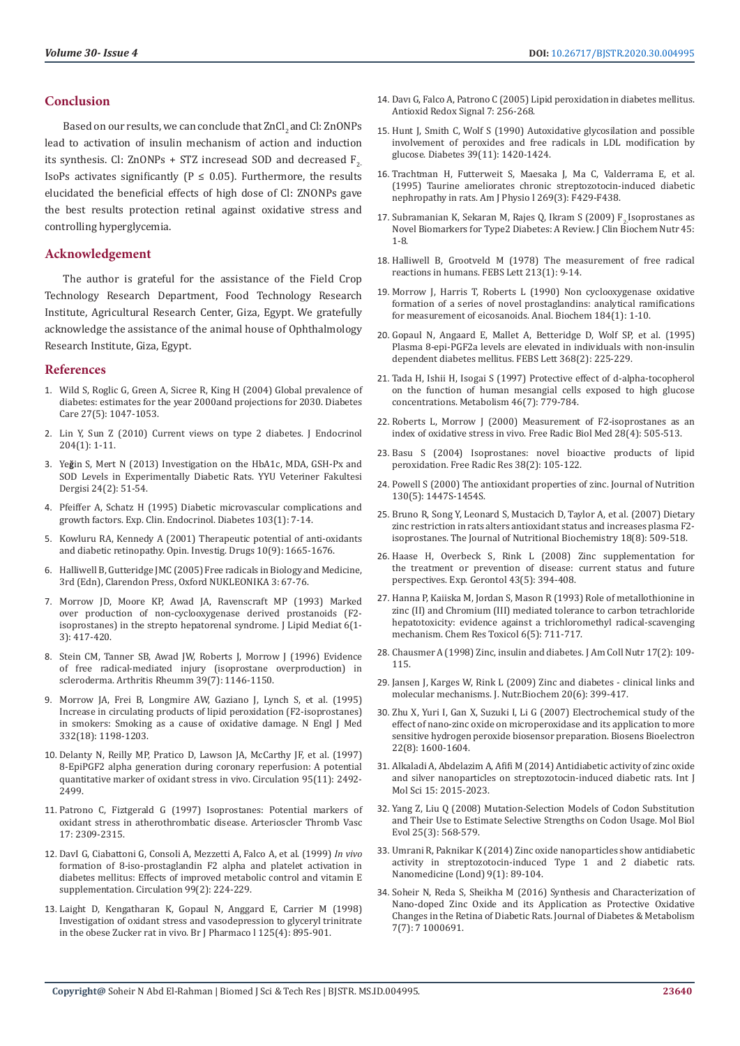## Conclusion

Based on our results, we can conclude that $ZnCl_2$ and Cl: ZnONPs lead to activation of insulin mechanism of action and induction its synthesis. Cl: ZnONPs + STZ incresead SOD and decreased $F_2$ IsoPs activates significantly ($P \leq 0.05$). Furthermore, the results elucidated the beneficial effects of high dose of Cl: ZNONPs gave the best results protection retinal against oxidative stress and controlling hyperglycemia.

## Acknowledgement

The author is grateful for the assistance of the Field Crop Technology Research Department, Food Technology Research Institute, Agricultural Research Center, Giza, Egypt. We gratefully acknowledge the assistance of the animal house of Ophthalmology Research Institute, Giza, Egypt.

## References

1. Wild S, Roglic G, Green A, Sicree R, King H (2004) Global prevalence of diabetes: estimates for the year 2000and projections for 2030. Diabetes Care 27(5): 1047-1053.
2. Lin Y, Sun Z (2010) Current views on type 2 diabetes. J Endocrinol 204(1): 1-11.
3. Yeğin S, Mert N (2013) Investigation on the HbA1c, MDA, GSH-Px and SOD Levels in Experimentally Diabetic Rats. YYU Veteriner Fakultesi Dergisi 24(2): 51-54.
4. Pfeiffer A, Schatz H (1995) Diabetic microvascular complications and growth factors. Exp. Clin. Endocrinol. Diabetes 103(1): 7-14.
5. Kowluru RA, Kennedy A (2001) Therapeutic potential of anti-oxidants and diabetic retinopathy. Opin. Investig. Drugs 10(9): 1665-1676.
6. Halliwell B, Gutteridge JMC (2005) Free radicals in Biology and Medicine, 3rd (Edn), Clarendon Press, Oxford NUKLEONIKA 3: 67-76.
7. Morrow JD, Moore KP, Awad JA, Ravenscraft MP (1993) Marked over production of non-cyclooxygenase derived prostanoids (F2-isoprostanes) in the strepto hepatorenal syndrome. J Lipid Mediat 6(1-3): 417-420.
8. Stein CM, Tanner SB, Awad JW, Roberts J, Morrow J (1996) Evidence of free radical-mediated injury (isoprostane overproduction) in scleroderma. Arthritis Rheumm 39(7): 1146-1150.
9. Morrow JA, Frei B, Longmire AW, Gaziano J, Lynch S, et al. (1995) Increase in circulating products of lipid peroxidation (F2-isoprostanes) in smokers: Smoking as a cause of oxidative damage. N Engl J Med 332(18): 1198-1203.
10. Delanty N, Reilly MP, Pratico D, Lawson JA, McCarthy JF, et al. (1997) 8-EpiPGF2 alpha generation during coronary reperfusion: A potential quantitative marker of oxidant stress in vivo. Circulation 95(11): 2492-2499.
11. Patrono C, Fiztgerald G (1997) Isoprostanes: Potential markers of oxidant stress in atherothrombatic disease. Arterioscler Thromb Vasc 17: 2309-2315.
12. DavI G, Ciabattoni G, Consoli A, Mezzetti A, Falco A, et al. (1999) *In vivo* formation of 8-iso-prostaglandin F2 alpha and platelet activation in diabetes mellitus: Effects of improved metabolic control and vitamin E supplementation. Circulation 99(2): 224-229.
13. Laight D, Kengatharan K, Gopaul N, Anggard E, Carrier M (1998) Investigation of oxidant stress and vasodepression to glyceryl trinitrate in the obese Zucker rat in vivo. Br J Pharmaco l 125(4): 895-901.
14. Davı G, Falco A, Patrono C (2005) Lipid peroxidation in diabetes mellitus. Antioxid Redox Signal 7: 256-268.
15. Hunt J, Smith C, Wolf S (1990) Autoxidative glycosilation and possible involvement of peroxides and free radicals in LDL modification by glucose. Diabetes 39(11): 1420-1424.
16. Trachtman H, Futterweit S, Maesaka J, Ma C, Valderrama E, et al. (1995) Taurine ameliorates chronic streptozotocin-induced diabetic nephropathy in rats. Am J Physio l 269(3): F429-F438.
17. Subramanian K, Sekaran M, Rajes Q, Ikram S (2009) $F_2$ Isoprostanes as Novel Biomarkers for Type2 Diabetes: A Review. J Clin Biochem Nutr 45: 1-8.
18. Halliwell B, Grootveld M (1978) The measurement of free radical reactions in humans. FEBS Lett 213(1): 9-14.
19. Morrow J, Harris T, Roberts L (1990) Non cyclooxygenase oxidative formation of a series of novel prostaglandins: analytical ramifications for measurement of eicosanoids. Anal. Biochem 184(1): 1-10.
20. Gopaul N, Angaard E, Mallet A, Betteridge D, Wolf SP, et al. (1995) Plasma 8-epi-PGF2a levels are elevated in individuals with non-insulin dependent diabetes mellitus. FEBS Lett 368(2): 225-229.
21. Tada H, Ishii H, Isogai S (1997) Protective effect of d-alpha-tocopherol on the function of human mesangial cells exposed to high glucose concentrations. Metabolism 46(7): 779-784.
22. Roberts L, Morrow J (2000) Measurement of F2-isoprostanes as an index of oxidative stress in vivo. Free Radic Biol Med 28(4): 505-513.
23. Basu S (2004) Isoprostanes: novel bioactive products of lipid peroxidation. Free Radic Res 38(2): 105-122.
24. Powell S (2000) The antioxidant properties of zinc. Journal of Nutrition 130(5): 1447S-1454S.
25. Bruno R, Song Y, Leonard S, Mustacich D, Taylor A, et al. (2007) Dietary zinc restriction in rats alters antioxidant status and increases plasma F2-isoprostanes. The Journal of Nutritional Biochemistry 18(8): 509-518.
26. Haase H, Overbeck S, Rink L (2008) Zinc supplementation for the treatment or prevention of disease: current status and future perspectives. Exp. Gerontol 43(5): 394-408.
27. Hanna P, Kaiiska M, Jordan S, Mason R (1993) Role of metallothionine in zinc (II) and Chromium (III) mediated tolerance to carbon tetrachloride hepatotoxicity: evidence against a trichloromethyl radical-scavenging mechanism. Chem Res Toxicol 6(5): 711-717.
28. Chausmer A (1998) Zinc, insulin and diabetes. J Am Coll Nutr 17(2): 109-115.
29. Jansen J, Karges W, Rink L (2009) Zinc and diabetes - clinical links and molecular mechanisms. J. Nutr.Biochem 20(6): 399-417.
30. Zhu X, Yuri I, Gan X, Suzuki I, Li G (2007) Electrochemical study of the effect of nano-zinc oxide on microperoxidase and its application to more sensitive hydrogen peroxide biosensor preparation. Biosens Bioelectron 22(8): 1600-1604.
31. Alkaladi A, Abdelazim A, Afifi M (2014) Antidiabetic activity of zinc oxide and silver nanoparticles on streptozotocin-induced diabetic rats. Int J Mol Sci 15: 2015-2023.
32. Yang Z, Liu Q (2008) Mutation-Selection Models of Codon Substitution and Their Use to Estimate Selective Strengths on Codon Usage. Mol Biol Evol 25(3): 568-579.
33. Umrani R, Paknikar K (2014) Zinc oxide nanoparticles show antidiabetic activity in streptozotocin-induced Type 1 and 2 diabetic rats. Nanomedicine (Lond) 9(1): 89-104.
34. Soheir N, Reda S, Sheikha M (2016) Synthesis and Characterization of Nano-doped Zinc Oxide and its Application as Protective Oxidative Changes in the Retina of Diabetic Rats. Journal of Diabetes & Metabolism 7(7): 7 1000691.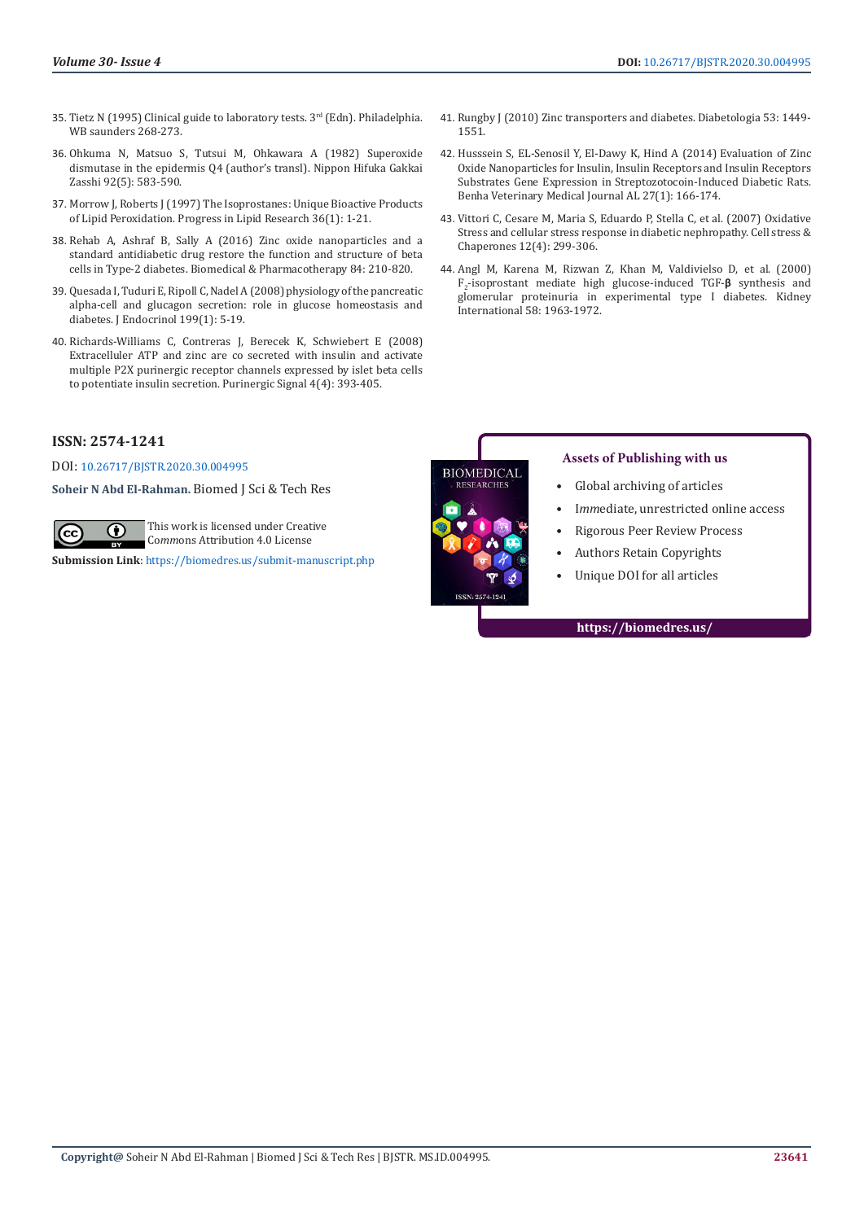35. Tietz N (1995) Clinical guide to laboratory tests. 3rd (Edn). Philadelphia. WB saunders 268-273.
36. Ohkuma N, Matsuo S, Tutsui M, Ohkawara A (1982) Superoxide dismutase in the epidermis Q4 (author's transl). Nippon Hifuka Gakkai Zasshi 92(5): 583-590.
37. Morrow J, Roberts J (1997) The Isoprostanes: Unique Bioactive Products of Lipid Peroxidation. Progress in Lipid Research 36(1): 1-21.
38. Rehab A, Ashraf B, Sally A (2016) Zinc oxide nanoparticles and a standard antidiabetic drug restore the function and structure of beta cells in Type-2 diabetes. Biomedical & Pharmacotherapy 84: 210-820.
39. Quesada I, Tuduri E, Ripoll C, Nadel A (2008) physiology of the pancreatic alpha-cell and glucagon secretion: role in glucose homeostasis and diabetes. J Endocrinol 199(1): 5-19.
40. Richards-Williams C, Contreras J, Berecek K, Schwiebert E (2008) Extracelluler ATP and zinc are co secreted with insulin and activate multiple P2X purinergic receptor channels expressed by islet beta cells to potentiate insulin secretion. Purinergic Signal 4(4): 393-405.
41. Rungby J (2010) Zinc transporters and diabetes. Diabetologia 53: 1449-1551.
42. Husssein S, EL-Senosil Y, El-Dawy K, Hind A (2014) Evaluation of Zinc Oxide Nanoparticles for Insulin, Insulin Receptors and Insulin Receptors Substrates Gene Expression in Streptozotocoin-Induced Diabetic Rats. Benha Veterinary Medical Journal AL 27(1): 166-174.
43. Vittori C, Cesare M, Maria S, Eduardo P, Stella C, et al. (2007) Oxidative Stress and cellular stress response in diabetic nephropathy. Cell stress & Chaperones 12(4): 299-306.
44. Angl M, Karena M, Rizwan Z, Khan M, Valdivielso D, et al. (2000) $F_2$-isoprostant mediate high glucose-induced TGF-β synthesis and glomerular proteinuria in experimental type I diabetes. Kidney International 58: 1963-1972.

**ISSN: 2574-1241**

DOI: 10.26717/BJSTR.2020.30.004995

**Soheir N Abd El-Rahman.** Biomed J Sci & Tech Res

This work is licensed under Creative Commons Attribution 4.0 License

**Submission Link**: https://biomedres.us/submit-manuscript.php

**Assets of Publishing with us**

- Global archiving of articles
- Immediate, unrestricted online access
- Rigorous Peer Review Process
- Authors Retain Copyrights
- Unique DOI for all articles

**https://biomedres.us/**